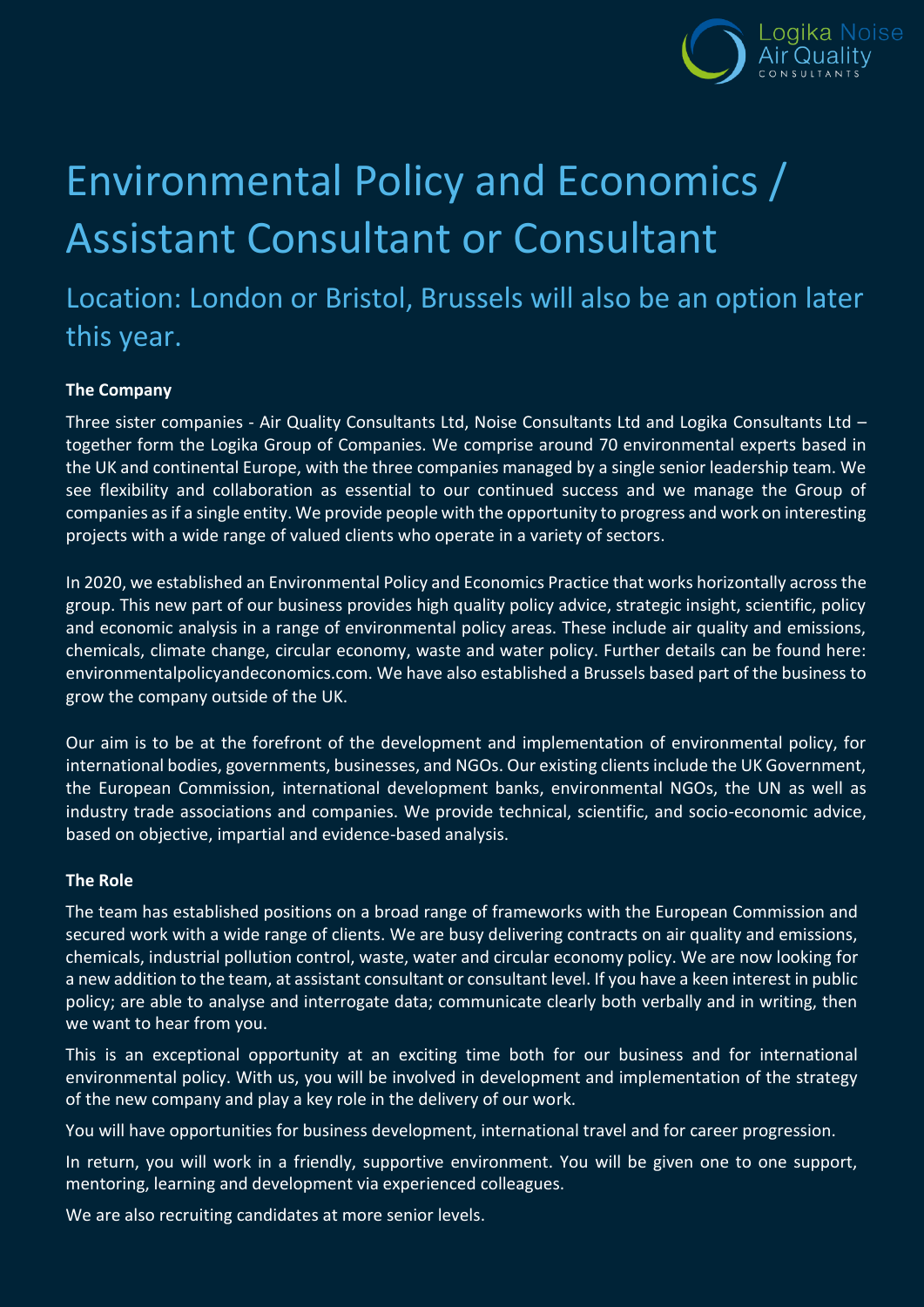# Environmental Policy and Economics / Assistant Consultant or Consultant

## Location: London or Bristol, Brussels will also be an option later this year.

**The Company**

Three sister companies - Air Quality Consultants Ltd, Noise Consultants Ltd and Logika Consultants Ltd – together form the Logika Group of Companies. We comprise around 70 environmental experts based in the UK and continental Europe, with the three companies managed by a single senior leadership team. We see flexibility and collaboration as essential to our continued success and we manage the Group of companies as if a single entity. We provide people with the opportunity to progress and work on interesting projects with a wide range of valued clients who operate in a variety of sectors.

In 2020, we established an Environmental Policy and Economics Practice that works horizontally across the group. This new part of our business provides high quality policy advice, strategic insight, scientific, policy and economic analysis in a range of environmental policy areas. These include air quality and emissions, chemicals, climate change, circular economy, waste and water policy. Further details can be found here: environmentalpolicyandeconomics.com. We have also established a Brussels based part of the business to grow the company outside of the UK.

Our aim is to be at the forefront of the development and implementation of environmental policy, for international bodies, governments, businesses, and NGOs. Our existing clients include the UK Government, the European Commission, international development banks, environmental NGOs, the UN as well as industry trade associations and companies. We provide technical, scientific, and socio-economic advice, based on objective, impartial and evidence-based analysis.

**The Role**

The team has established positions on a broad range of frameworks with the European Commission and secured work with a wide range of clients. We are busy delivering contracts on air quality and emissions, chemicals, industrial pollution control, waste, water and circular economy policy. We are now looking for a new addition to the team, at assistant consultant or consultant level. If you have a keen interest in public policy; are able to analyse and interrogate data; communicate clearly both verbally and in writing, then we want to hear from you.

This is an exceptional opportunity at an exciting time both for our business and for international environmental policy. With us, you will be involved in development and implementation of the strategy of the new company and play a key role in the delivery of our work.

You will have opportunities for business development, international travel and for career progression.

In return, you will work in a friendly, supportive environment. You will be given one to one support, mentoring, learning and development via experienced colleagues.

We are also recruiting candidates at more senior levels.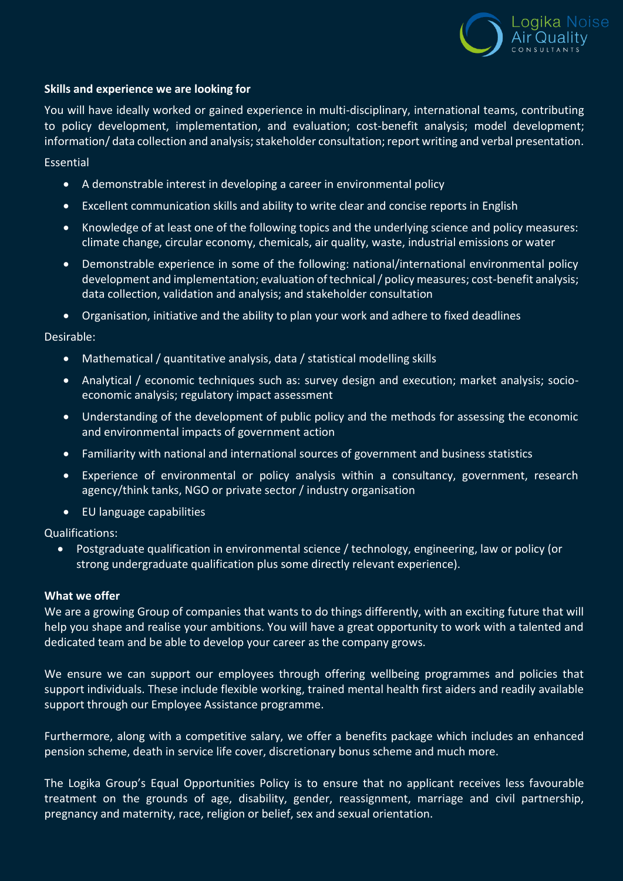**Skills and experience we are looking for**

You will have ideally worked or gained experience in multi-disciplinary, international teams, contributing to policy development, implementation, and evaluation; cost-benefit analysis; model development; information/ data collection and analysis; stakeholder consultation; report writing and verbal presentation.

Essential

- A demonstrable interest in developing a career in environmental policy
- Excellent communication skills and ability to write clear and concise reports in English
- Knowledge of at least one of the following topics and the underlying science and policy measures: climate change, circular economy, chemicals, air quality, waste, industrial emissions or water
- Demonstrable experience in some of the following: national/international environmental policy development and implementation; evaluation of technical / policy measures; cost-benefit analysis; data collection, validation and analysis; and stakeholder consultation
- Organisation, initiative and the ability to plan your work and adhere to fixed deadlines

Desirable:

- Mathematical / quantitative analysis, data / statistical modelling skills
- Analytical / economic techniques such as: survey design and execution; market analysis; socio-economic analysis; regulatory impact assessment
- Understanding of the development of public policy and the methods for assessing the economic and environmental impacts of government action
- Familiarity with national and international sources of government and business statistics
- Experience of environmental or policy analysis within a consultancy, government, research agency/think tanks, NGO or private sector / industry organisation
- EU language capabilities

Qualifications:

- Postgraduate qualification in environmental science / technology, engineering, law or policy (or strong undergraduate qualification plus some directly relevant experience).

**What we offer**

We are a growing Group of companies that wants to do things differently, with an exciting future that will help you shape and realise your ambitions. You will have a great opportunity to work with a talented and dedicated team and be able to develop your career as the company grows.

We ensure we can support our employees through offering wellbeing programmes and policies that support individuals. These include flexible working, trained mental health first aiders and readily available support through our Employee Assistance programme.

Furthermore, along with a competitive salary, we offer a benefits package which includes an enhanced pension scheme, death in service life cover, discretionary bonus scheme and much more.

The Logika Group's Equal Opportunities Policy is to ensure that no applicant receives less favourable treatment on the grounds of age, disability, gender, reassignment, marriage and civil partnership, pregnancy and maternity, race, religion or belief, sex and sexual orientation.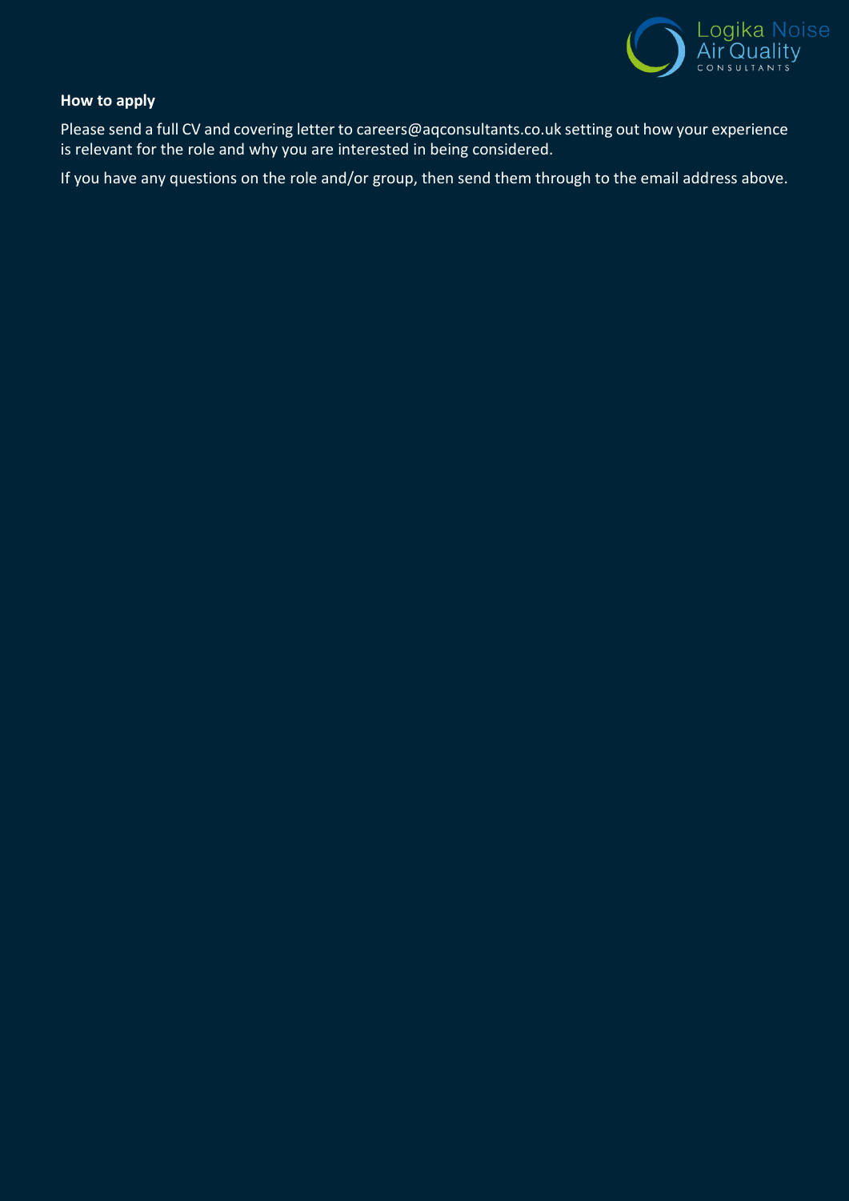**How to apply**

Please send a full CV and covering letter to careers@aqconsultants.co.uk setting out how your experience is relevant for the role and why you are interested in being considered.

If you have any questions on the role and/or group, then send them through to the email address above.